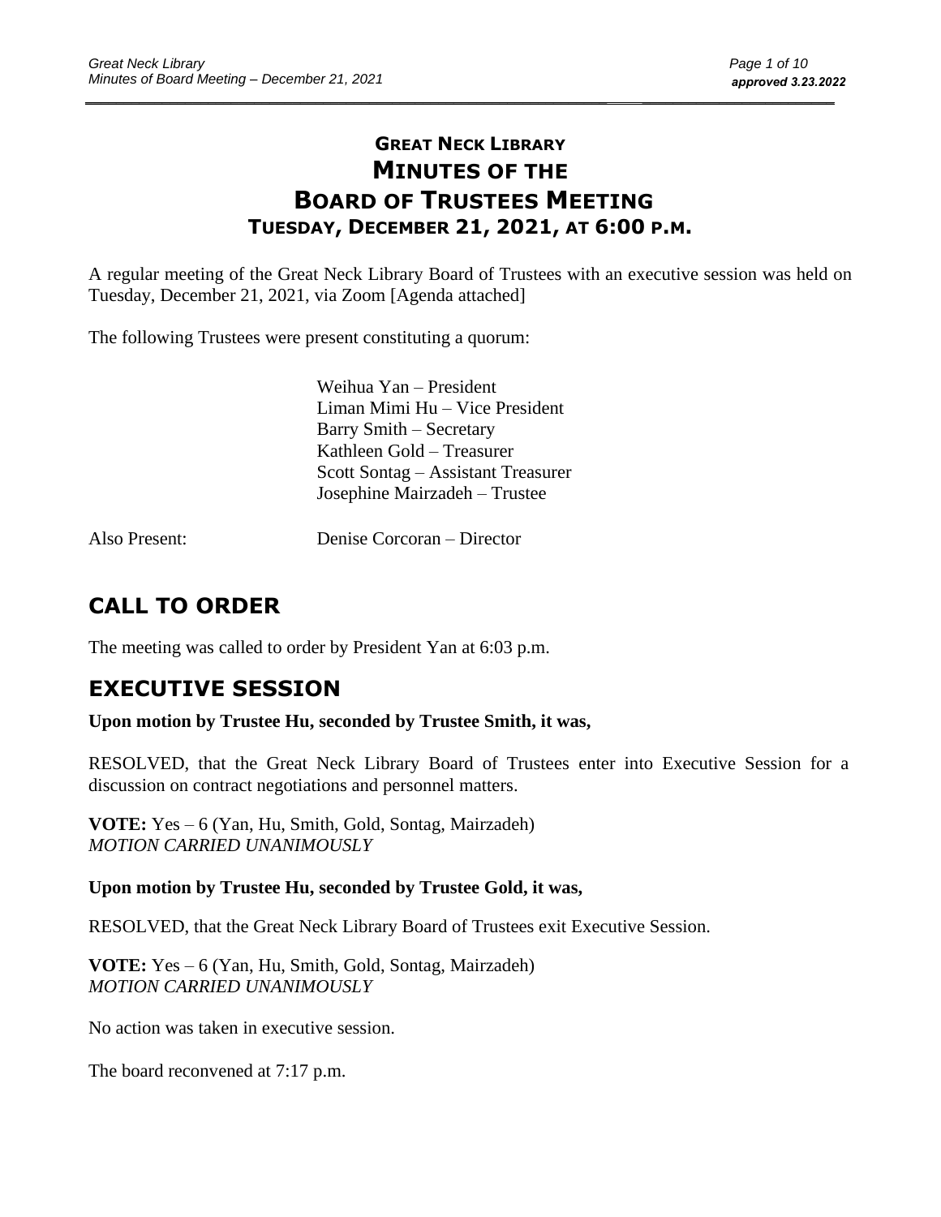# GREAT NECK LIBRARY
# MINUTES OF THE
# BOARD OF TRUSTEES MEETING
## TUESDAY, DECEMBER 21, 2021, AT 6:00 P.M.

A regular meeting of the Great Neck Library Board of Trustees with an executive session was held on Tuesday, December 21, 2021, via Zoom [Agenda attached]

The following Trustees were present constituting a quorum:

Weihua Yan – President
Liman Mimi Hu – Vice President
Barry Smith – Secretary
Kathleen Gold – Treasurer
Scott Sontag – Assistant Treasurer
Josephine Mairzadeh – Trustee

Also Present: Denise Corcoran – Director

## CALL TO ORDER

The meeting was called to order by President Yan at 6:03 p.m.

## EXECUTIVE SESSION

**Upon motion by Trustee Hu, seconded by Trustee Smith, it was,**

RESOLVED, that the Great Neck Library Board of Trustees enter into Executive Session for a discussion on contract negotiations and personnel matters.

**VOTE:** Yes – 6 (Yan, Hu, Smith, Gold, Sontag, Mairzadeh)
*MOTION CARRIED UNANIMOUSLY*

**Upon motion by Trustee Hu, seconded by Trustee Gold, it was,**

RESOLVED, that the Great Neck Library Board of Trustees exit Executive Session.

**VOTE:** Yes – 6 (Yan, Hu, Smith, Gold, Sontag, Mairzadeh)
*MOTION CARRIED UNANIMOUSLY*

No action was taken in executive session.

The board reconvened at 7:17 p.m.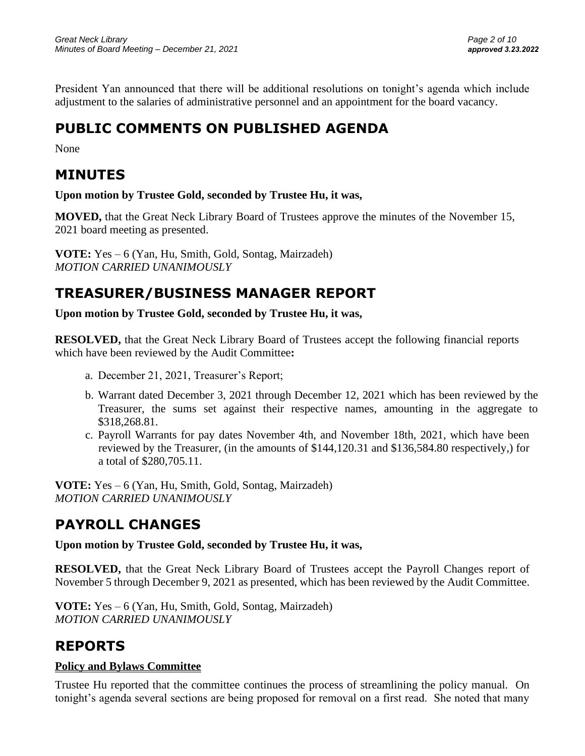President Yan announced that there will be additional resolutions on tonight's agenda which include adjustment to the salaries of administrative personnel and an appointment for the board vacancy.

## PUBLIC COMMENTS ON PUBLISHED AGENDA

None

## MINUTES

**Upon motion by Trustee Gold, seconded by Trustee Hu, it was,**

**MOVED,** that the Great Neck Library Board of Trustees approve the minutes of the November 15, 2021 board meeting as presented.

**VOTE:** Yes – 6 (Yan, Hu, Smith, Gold, Sontag, Mairzadeh)
*MOTION CARRIED UNANIMOUSLY*

## TREASURER/BUSINESS MANAGER REPORT

**Upon motion by Trustee Gold, seconded by Trustee Hu, it was,**

**RESOLVED,** that the Great Neck Library Board of Trustees accept the following financial reports which have been reviewed by the Audit Committee**:**

a. December 21, 2021, Treasurer's Report;
b. Warrant dated December 3, 2021 through December 12, 2021 which has been reviewed by the Treasurer, the sums set against their respective names, amounting in the aggregate to $318,268.81.
c. Payroll Warrants for pay dates November 4th, and November 18th, 2021, which have been reviewed by the Treasurer, (in the amounts of $144,120.31 and $136,584.80 respectively,) for a total of $280,705.11.

**VOTE:** Yes – 6 (Yan, Hu, Smith, Gold, Sontag, Mairzadeh)
*MOTION CARRIED UNANIMOUSLY*

## PAYROLL CHANGES

**Upon motion by Trustee Gold, seconded by Trustee Hu, it was,**

**RESOLVED,** that the Great Neck Library Board of Trustees accept the Payroll Changes report of November 5 through December 9, 2021 as presented, which has been reviewed by the Audit Committee.

**VOTE:** Yes – 6 (Yan, Hu, Smith, Gold, Sontag, Mairzadeh)
*MOTION CARRIED UNANIMOUSLY*

## REPORTS

### Policy and Bylaws Committee

Trustee Hu reported that the committee continues the process of streamlining the policy manual. On tonight's agenda several sections are being proposed for removal on a first read. She noted that many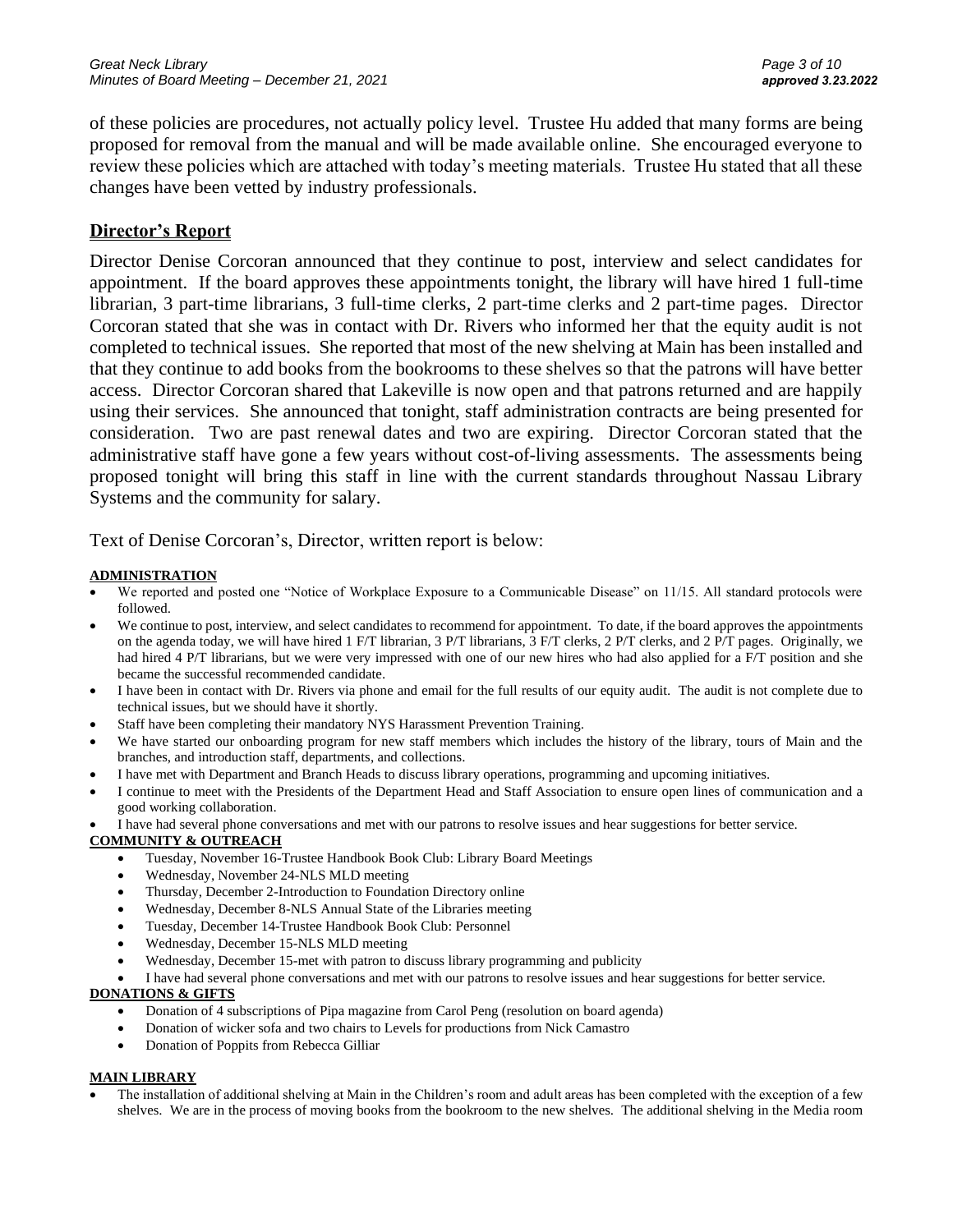of these policies are procedures, not actually policy level. Trustee Hu added that many forms are being proposed for removal from the manual and will be made available online. She encouraged everyone to review these policies which are attached with today's meeting materials. Trustee Hu stated that all these changes have been vetted by industry professionals.

## Director's Report

Director Denise Corcoran announced that they continue to post, interview and select candidates for appointment. If the board approves these appointments tonight, the library will have hired 1 full-time librarian, 3 part-time librarians, 3 full-time clerks, 2 part-time clerks and 2 part-time pages. Director Corcoran stated that she was in contact with Dr. Rivers who informed her that the equity audit is not completed to technical issues. She reported that most of the new shelving at Main has been installed and that they continue to add books from the bookrooms to these shelves so that the patrons will have better access. Director Corcoran shared that Lakeville is now open and that patrons returned and are happily using their services. She announced that tonight, staff administration contracts are being presented for consideration. Two are past renewal dates and two are expiring. Director Corcoran stated that the administrative staff have gone a few years without cost-of-living assessments. The assessments being proposed tonight will bring this staff in line with the current standards throughout Nassau Library Systems and the community for salary.

Text of Denise Corcoran's, Director, written report is below:

**ADMINISTRATION**

- We reported and posted one "Notice of Workplace Exposure to a Communicable Disease" on 11/15. All standard protocols were followed.
- We continue to post, interview, and select candidates to recommend for appointment. To date, if the board approves the appointments on the agenda today, we will have hired 1 F/T librarian, 3 P/T librarians, 3 F/T clerks, 2 P/T clerks, and 2 P/T pages. Originally, we had hired 4 P/T librarians, but we were very impressed with one of our new hires who had also applied for a F/T position and she became the successful recommended candidate.
- I have been in contact with Dr. Rivers via phone and email for the full results of our equity audit. The audit is not complete due to technical issues, but we should have it shortly.
- Staff have been completing their mandatory NYS Harassment Prevention Training.
- We have started our onboarding program for new staff members which includes the history of the library, tours of Main and the branches, and introduction staff, departments, and collections.
- I have met with Department and Branch Heads to discuss library operations, programming and upcoming initiatives.
- I continue to meet with the Presidents of the Department Head and Staff Association to ensure open lines of communication and a good working collaboration.
- I have had several phone conversations and met with our patrons to resolve issues and hear suggestions for better service.

**COMMUNITY & OUTREACH**

- Tuesday, November 16-Trustee Handbook Book Club: Library Board Meetings
- Wednesday, November 24-NLS MLD meeting
- Thursday, December 2-Introduction to Foundation Directory online
- Wednesday, December 8-NLS Annual State of the Libraries meeting
- Tuesday, December 14-Trustee Handbook Book Club: Personnel
- Wednesday, December 15-NLS MLD meeting
- Wednesday, December 15-met with patron to discuss library programming and publicity
- I have had several phone conversations and met with our patrons to resolve issues and hear suggestions for better service.

**DONATIONS & GIFTS**

- Donation of 4 subscriptions of Pipa magazine from Carol Peng (resolution on board agenda)
- Donation of wicker sofa and two chairs to Levels for productions from Nick Camastro
- Donation of Poppits from Rebecca Gilliar

**MAIN LIBRARY**

- The installation of additional shelving at Main in the Children's room and adult areas has been completed with the exception of a few shelves. We are in the process of moving books from the bookroom to the new shelves. The additional shelving in the Media room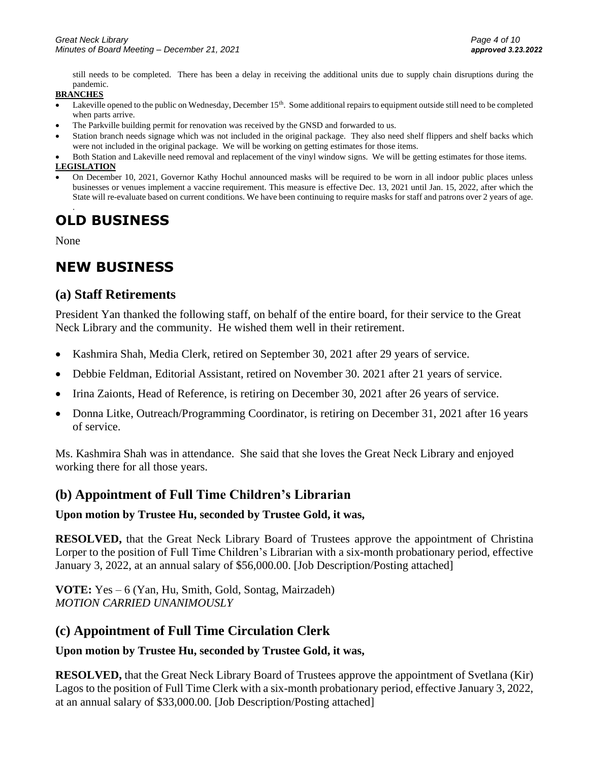still needs to be completed. There has been a delay in receiving the additional units due to supply chain disruptions during the pandemic.

**BRANCHES**

- Lakeville opened to the public on Wednesday, December 15th. Some additional repairs to equipment outside still need to be completed when parts arrive.
- The Parkville building permit for renovation was received by the GNSD and forwarded to us.
- Station branch needs signage which was not included in the original package. They also need shelf flippers and shelf backs which were not included in the original package. We will be working on getting estimates for those items.
- Both Station and Lakeville need removal and replacement of the vinyl window signs. We will be getting estimates for those items.

**LEGISLATION**

- On December 10, 2021, Governor Kathy Hochul announced masks will be required to be worn in all indoor public places unless businesses or venues implement a vaccine requirement. This measure is effective Dec. 13, 2021 until Jan. 15, 2022, after which the State will re-evaluate based on current conditions. We have been continuing to require masks for staff and patrons over 2 years of age.

# OLD BUSINESS

None

# NEW BUSINESS

## (a) Staff Retirements

President Yan thanked the following staff, on behalf of the entire board, for their service to the Great Neck Library and the community. He wished them well in their retirement.

- Kashmira Shah, Media Clerk, retired on September 30, 2021 after 29 years of service.
- Debbie Feldman, Editorial Assistant, retired on November 30. 2021 after 21 years of service.
- Irina Zaionts, Head of Reference, is retiring on December 30, 2021 after 26 years of service.
- Donna Litke, Outreach/Programming Coordinator, is retiring on December 31, 2021 after 16 years of service.

Ms. Kashmira Shah was in attendance. She said that she loves the Great Neck Library and enjoyed working there for all those years.

## (b) Appointment of Full Time Children's Librarian

**Upon motion by Trustee Hu, seconded by Trustee Gold, it was,**

**RESOLVED,** that the Great Neck Library Board of Trustees approve the appointment of Christina Lorper to the position of Full Time Children's Librarian with a six-month probationary period, effective January 3, 2022, at an annual salary of $56,000.00. [Job Description/Posting attached]

**VOTE:** Yes – 6 (Yan, Hu, Smith, Gold, Sontag, Mairzadeh)
*MOTION CARRIED UNANIMOUSLY*

## (c) Appointment of Full Time Circulation Clerk

**Upon motion by Trustee Hu, seconded by Trustee Gold, it was,**

**RESOLVED,** that the Great Neck Library Board of Trustees approve the appointment of Svetlana (Kir) Lagos to the position of Full Time Clerk with a six-month probationary period, effective January 3, 2022, at an annual salary of $33,000.00. [Job Description/Posting attached]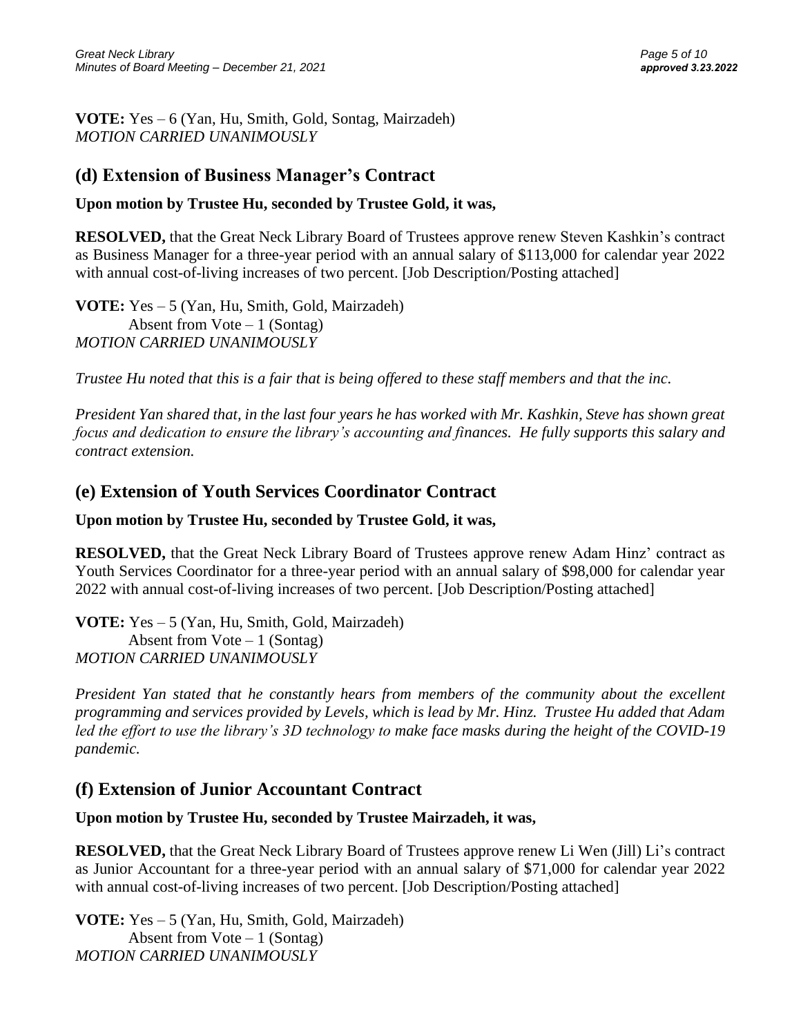**VOTE:** Yes – 6 (Yan, Hu, Smith, Gold, Sontag, Mairzadeh)
*MOTION CARRIED UNANIMOUSLY*

## (d) Extension of Business Manager's Contract

**Upon motion by Trustee Hu, seconded by Trustee Gold, it was,**

**RESOLVED,** that the Great Neck Library Board of Trustees approve renew Steven Kashkin's contract as Business Manager for a three-year period with an annual salary of $113,000 for calendar year 2022 with annual cost-of-living increases of two percent. [Job Description/Posting attached]

**VOTE:** Yes – 5 (Yan, Hu, Smith, Gold, Mairzadeh)
Absent from Vote – 1 (Sontag)
*MOTION CARRIED UNANIMOUSLY*

*Trustee Hu noted that this is a fair that is being offered to these staff members and that the inc.*

*President Yan shared that, in the last four years he has worked with Mr. Kashkin, Steve has shown great focus and dedication to ensure the library's accounting and finances. He fully supports this salary and contract extension.*

## (e) Extension of Youth Services Coordinator Contract

**Upon motion by Trustee Hu, seconded by Trustee Gold, it was,**

**RESOLVED,** that the Great Neck Library Board of Trustees approve renew Adam Hinz' contract as Youth Services Coordinator for a three-year period with an annual salary of $98,000 for calendar year 2022 with annual cost-of-living increases of two percent. [Job Description/Posting attached]

**VOTE:** Yes – 5 (Yan, Hu, Smith, Gold, Mairzadeh)
Absent from Vote – 1 (Sontag)
*MOTION CARRIED UNANIMOUSLY*

*President Yan stated that he constantly hears from members of the community about the excellent programming and services provided by Levels, which is lead by Mr. Hinz. Trustee Hu added that Adam led the effort to use the library's 3D technology to make face masks during the height of the COVID-19 pandemic.*

## (f) Extension of Junior Accountant Contract

**Upon motion by Trustee Hu, seconded by Trustee Mairzadeh, it was,**

**RESOLVED,** that the Great Neck Library Board of Trustees approve renew Li Wen (Jill) Li's contract as Junior Accountant for a three-year period with an annual salary of $71,000 for calendar year 2022 with annual cost-of-living increases of two percent. [Job Description/Posting attached]

**VOTE:** Yes – 5 (Yan, Hu, Smith, Gold, Mairzadeh)
Absent from Vote – 1 (Sontag)
*MOTION CARRIED UNANIMOUSLY*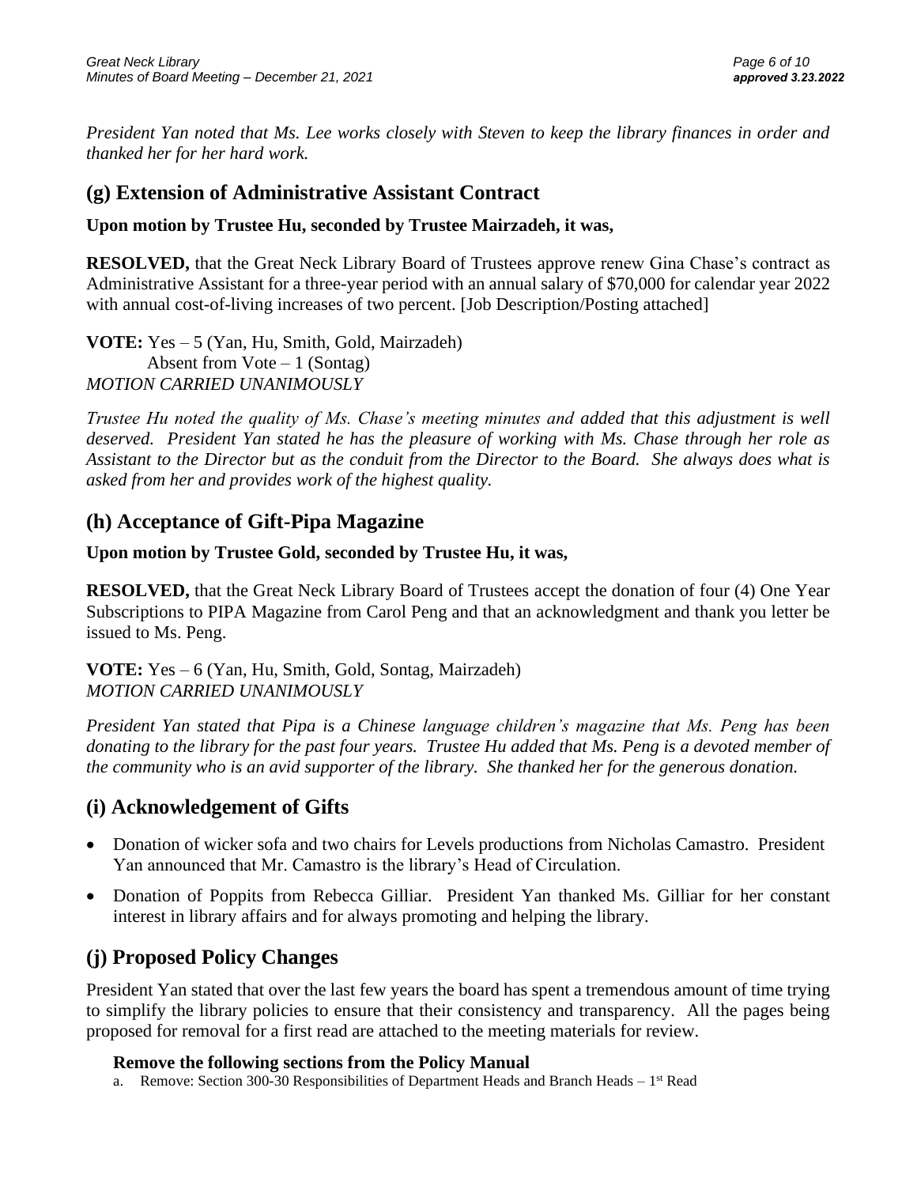*President Yan noted that Ms. Lee works closely with Steven to keep the library finances in order and thanked her for her hard work.*

## (g) Extension of Administrative Assistant Contract

**Upon motion by Trustee Hu, seconded by Trustee Mairzadeh, it was,**

**RESOLVED,** that the Great Neck Library Board of Trustees approve renew Gina Chase's contract as Administrative Assistant for a three-year period with an annual salary of $70,000 for calendar year 2022 with annual cost-of-living increases of two percent. [Job Description/Posting attached]

**VOTE:** Yes – 5 (Yan, Hu, Smith, Gold, Mairzadeh)
Absent from Vote – 1 (Sontag)
*MOTION CARRIED UNANIMOUSLY*

*Trustee Hu noted the quality of Ms. Chase's meeting minutes and added that this adjustment is well deserved. President Yan stated he has the pleasure of working with Ms. Chase through her role as Assistant to the Director but as the conduit from the Director to the Board. She always does what is asked from her and provides work of the highest quality.*

## (h) Acceptance of Gift-Pipa Magazine

**Upon motion by Trustee Gold, seconded by Trustee Hu, it was,**

**RESOLVED,** that the Great Neck Library Board of Trustees accept the donation of four (4) One Year Subscriptions to PIPA Magazine from Carol Peng and that an acknowledgment and thank you letter be issued to Ms. Peng.

**VOTE:** Yes – 6 (Yan, Hu, Smith, Gold, Sontag, Mairzadeh)
*MOTION CARRIED UNANIMOUSLY*

*President Yan stated that Pipa is a Chinese language children's magazine that Ms. Peng has been donating to the library for the past four years. Trustee Hu added that Ms. Peng is a devoted member of the community who is an avid supporter of the library. She thanked her for the generous donation.*

## (i) Acknowledgement of Gifts

- Donation of wicker sofa and two chairs for Levels productions from Nicholas Camastro. President Yan announced that Mr. Camastro is the library's Head of Circulation.
- Donation of Poppits from Rebecca Gilliar. President Yan thanked Ms. Gilliar for her constant interest in library affairs and for always promoting and helping the library.

## (j) Proposed Policy Changes

President Yan stated that over the last few years the board has spent a tremendous amount of time trying to simplify the library policies to ensure that their consistency and transparency. All the pages being proposed for removal for a first read are attached to the meeting materials for review.

**Remove the following sections from the Policy Manual**

a. Remove: Section 300-30 Responsibilities of Department Heads and Branch Heads – 1st Read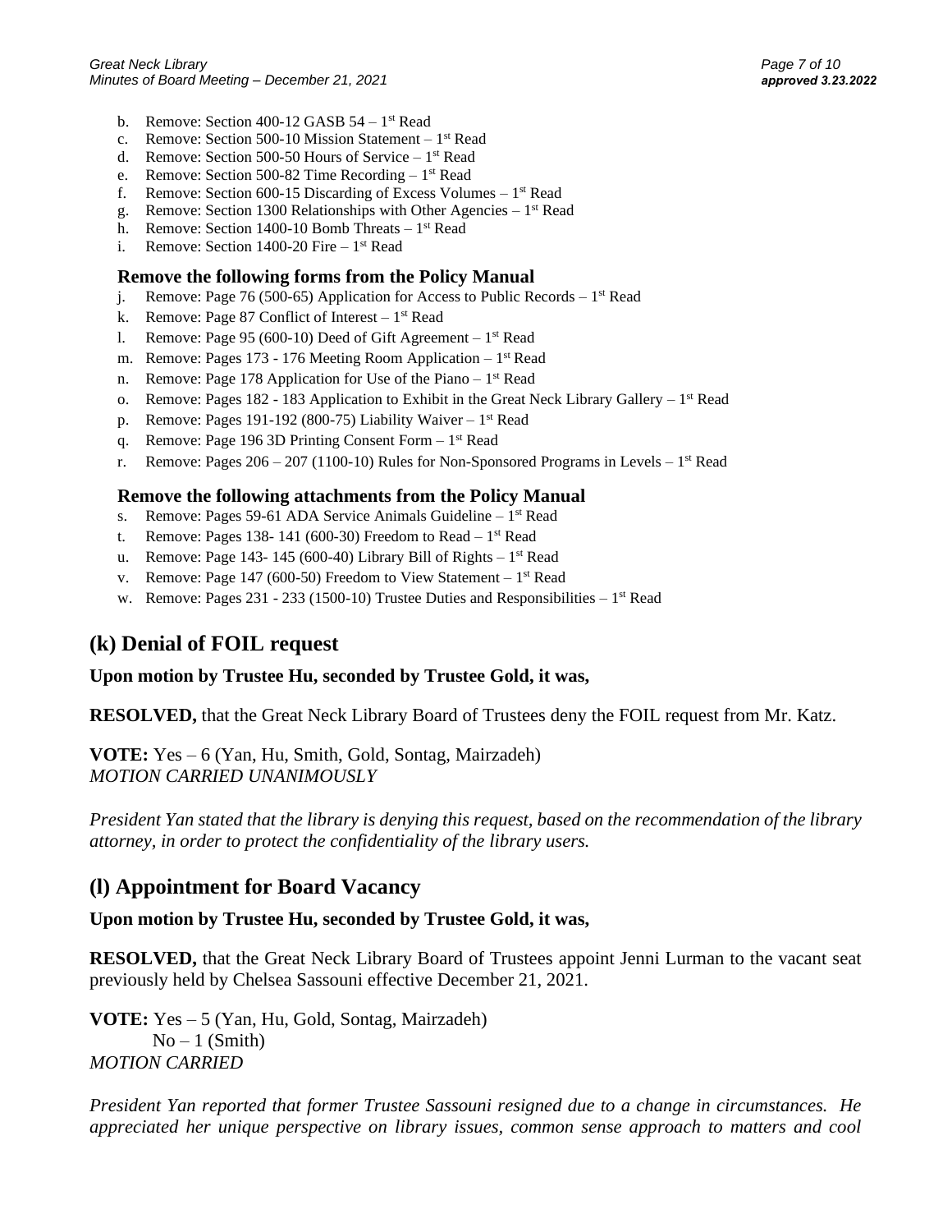b. Remove: Section 400-12 GASB 54 – 1st Read
c. Remove: Section 500-10 Mission Statement – 1st Read
d. Remove: Section 500-50 Hours of Service – 1st Read
e. Remove: Section 500-82 Time Recording – 1st Read
f. Remove: Section 600-15 Discarding of Excess Volumes – 1st Read
g. Remove: Section 1300 Relationships with Other Agencies – 1st Read
h. Remove: Section 1400-10 Bomb Threats – 1st Read
i. Remove: Section 1400-20 Fire – 1st Read

### Remove the following forms from the Policy Manual

j. Remove: Page 76 (500-65) Application for Access to Public Records – 1st Read
k. Remove: Page 87 Conflict of Interest – 1st Read
l. Remove: Page 95 (600-10) Deed of Gift Agreement – 1st Read
m. Remove: Pages 173 - 176 Meeting Room Application – 1st Read
n. Remove: Page 178 Application for Use of the Piano – 1st Read
o. Remove: Pages 182 - 183 Application to Exhibit in the Great Neck Library Gallery – 1st Read
p. Remove: Pages 191-192 (800-75) Liability Waiver – 1st Read
q. Remove: Page 196 3D Printing Consent Form – 1st Read
r. Remove: Pages 206 – 207 (1100-10) Rules for Non-Sponsored Programs in Levels – 1st Read

### Remove the following attachments from the Policy Manual

s. Remove: Pages 59-61 ADA Service Animals Guideline – 1st Read
t. Remove: Pages 138- 141 (600-30) Freedom to Read – 1st Read
u. Remove: Page 143- 145 (600-40) Library Bill of Rights – 1st Read
v. Remove: Page 147 (600-50) Freedom to View Statement – 1st Read
w. Remove: Pages 231 - 233 (1500-10) Trustee Duties and Responsibilities – 1st Read

## (k) Denial of FOIL request

**Upon motion by Trustee Hu, seconded by Trustee Gold, it was,**

**RESOLVED,** that the Great Neck Library Board of Trustees deny the FOIL request from Mr. Katz.

**VOTE:** Yes – 6 (Yan, Hu, Smith, Gold, Sontag, Mairzadeh)
*MOTION CARRIED UNANIMOUSLY*

*President Yan stated that the library is denying this request, based on the recommendation of the library attorney, in order to protect the confidentiality of the library users.*

## (l) Appointment for Board Vacancy

**Upon motion by Trustee Hu, seconded by Trustee Gold, it was,**

**RESOLVED,** that the Great Neck Library Board of Trustees appoint Jenni Lurman to the vacant seat previously held by Chelsea Sassouni effective December 21, 2021.

**VOTE:** Yes – 5 (Yan, Hu, Gold, Sontag, Mairzadeh)
No – 1 (Smith)
*MOTION CARRIED*

*President Yan reported that former Trustee Sassouni resigned due to a change in circumstances. He appreciated her unique perspective on library issues, common sense approach to matters and cool*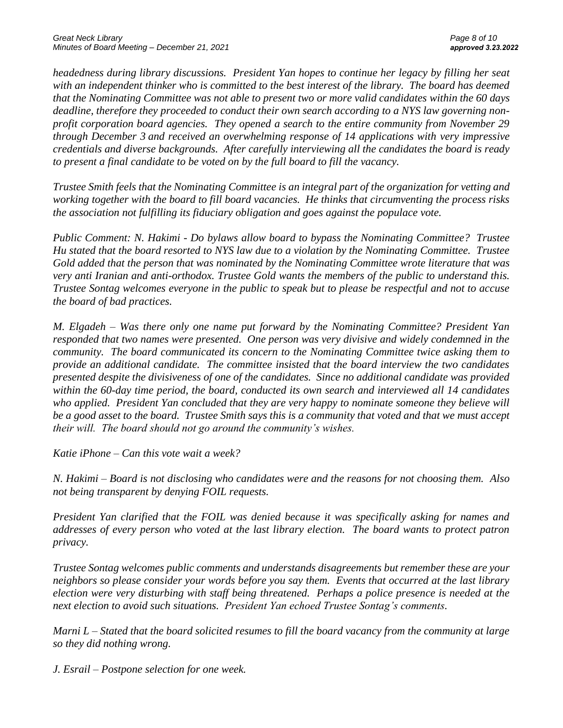*headedness during library discussions. President Yan hopes to continue her legacy by filling her seat with an independent thinker who is committed to the best interest of the library. The board has deemed that the Nominating Committee was not able to present two or more valid candidates within the 60 days deadline, therefore they proceeded to conduct their own search according to a NYS law governing non-profit corporation board agencies. They opened a search to the entire community from November 29 through December 3 and received an overwhelming response of 14 applications with very impressive credentials and diverse backgrounds. After carefully interviewing all the candidates the board is ready to present a final candidate to be voted on by the full board to fill the vacancy.*

*Trustee Smith feels that the Nominating Committee is an integral part of the organization for vetting and working together with the board to fill board vacancies. He thinks that circumventing the process risks the association not fulfilling its fiduciary obligation and goes against the populace vote.*

*Public Comment: N. Hakimi - Do bylaws allow board to bypass the Nominating Committee? Trustee Hu stated that the board resorted to NYS law due to a violation by the Nominating Committee. Trustee Gold added that the person that was nominated by the Nominating Committee wrote literature that was very anti Iranian and anti-orthodox. Trustee Gold wants the members of the public to understand this. Trustee Sontag welcomes everyone in the public to speak but to please be respectful and not to accuse the board of bad practices.*

*M. Elgadeh – Was there only one name put forward by the Nominating Committee? President Yan responded that two names were presented. One person was very divisive and widely condemned in the community. The board communicated its concern to the Nominating Committee twice asking them to provide an additional candidate. The committee insisted that the board interview the two candidates presented despite the divisiveness of one of the candidates. Since no additional candidate was provided within the 60-day time period, the board, conducted its own search and interviewed all 14 candidates who applied. President Yan concluded that they are very happy to nominate someone they believe will be a good asset to the board. Trustee Smith says this is a community that voted and that we must accept their will. The board should not go around the community's wishes.*

*Katie iPhone – Can this vote wait a week?*

*N. Hakimi – Board is not disclosing who candidates were and the reasons for not choosing them. Also not being transparent by denying FOIL requests.*

*President Yan clarified that the FOIL was denied because it was specifically asking for names and addresses of every person who voted at the last library election. The board wants to protect patron privacy.*

*Trustee Sontag welcomes public comments and understands disagreements but remember these are your neighbors so please consider your words before you say them. Events that occurred at the last library election were very disturbing with staff being threatened. Perhaps a police presence is needed at the next election to avoid such situations. President Yan echoed Trustee Sontag's comments.*

*Marni L – Stated that the board solicited resumes to fill the board vacancy from the community at large so they did nothing wrong.*

*J. Esrail – Postpone selection for one week.*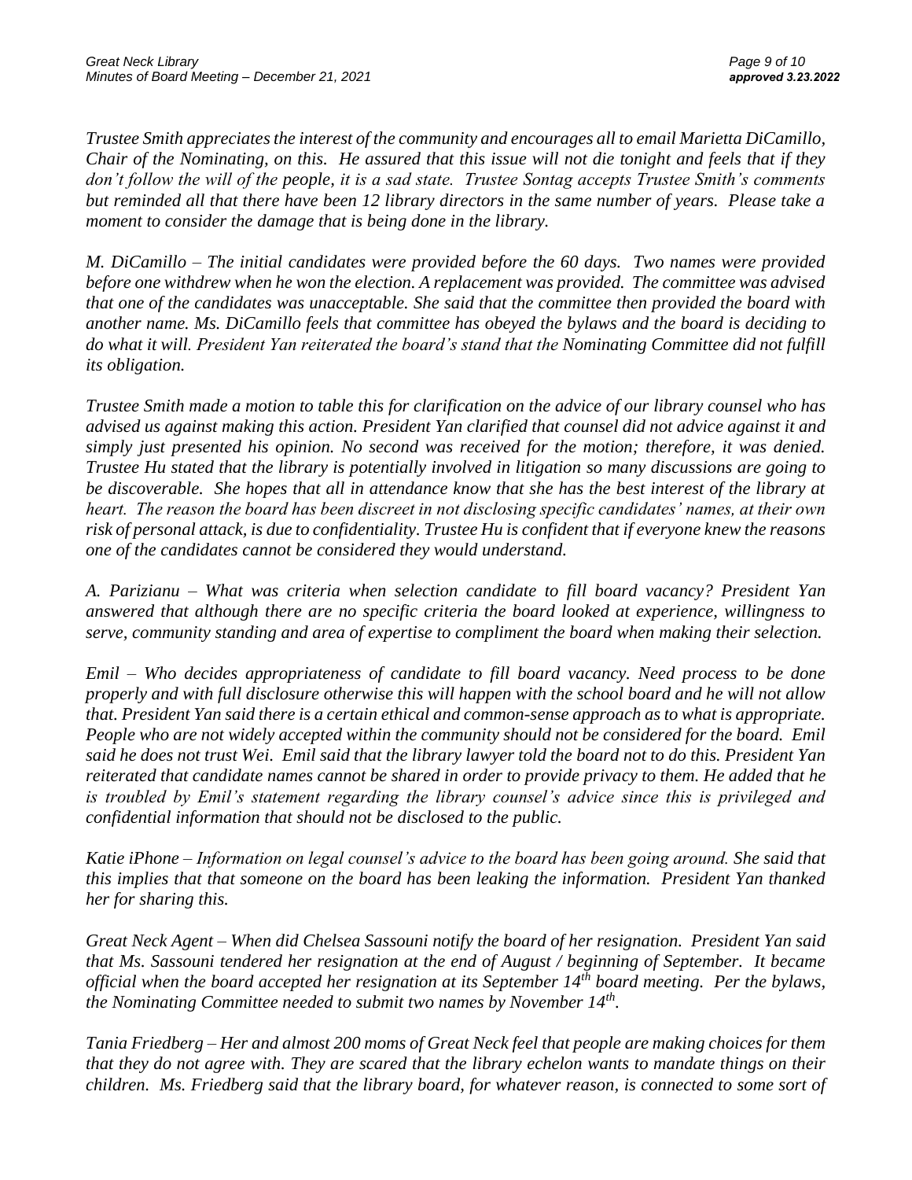*Trustee Smith appreciates the interest of the community and encourages all to email Marietta DiCamillo, Chair of the Nominating, on this. He assured that this issue will not die tonight and feels that if they don't follow the will of the people, it is a sad state. Trustee Sontag accepts Trustee Smith's comments but reminded all that there have been 12 library directors in the same number of years. Please take a moment to consider the damage that is being done in the library.*

*M. DiCamillo – The initial candidates were provided before the 60 days. Two names were provided before one withdrew when he won the election. A replacement was provided. The committee was advised that one of the candidates was unacceptable. She said that the committee then provided the board with another name. Ms. DiCamillo feels that committee has obeyed the bylaws and the board is deciding to do what it will. President Yan reiterated the board's stand that the Nominating Committee did not fulfill its obligation.*

*Trustee Smith made a motion to table this for clarification on the advice of our library counsel who has advised us against making this action. President Yan clarified that counsel did not advice against it and simply just presented his opinion. No second was received for the motion; therefore, it was denied. Trustee Hu stated that the library is potentially involved in litigation so many discussions are going to be discoverable. She hopes that all in attendance know that she has the best interest of the library at heart. The reason the board has been discreet in not disclosing specific candidates' names, at their own risk of personal attack, is due to confidentiality. Trustee Hu is confident that if everyone knew the reasons one of the candidates cannot be considered they would understand.*

*A. Parizianu – What was criteria when selection candidate to fill board vacancy? President Yan answered that although there are no specific criteria the board looked at experience, willingness to serve, community standing and area of expertise to compliment the board when making their selection.*

*Emil – Who decides appropriateness of candidate to fill board vacancy. Need process to be done properly and with full disclosure otherwise this will happen with the school board and he will not allow that. President Yan said there is a certain ethical and common-sense approach as to what is appropriate. People who are not widely accepted within the community should not be considered for the board. Emil said he does not trust Wei. Emil said that the library lawyer told the board not to do this. President Yan reiterated that candidate names cannot be shared in order to provide privacy to them. He added that he is troubled by Emil's statement regarding the library counsel's advice since this is privileged and confidential information that should not be disclosed to the public.*

*Katie iPhone – Information on legal counsel's advice to the board has been going around. She said that this implies that that someone on the board has been leaking the information. President Yan thanked her for sharing this.*

*Great Neck Agent – When did Chelsea Sassouni notify the board of her resignation. President Yan said that Ms. Sassouni tendered her resignation at the end of August / beginning of September. It became official when the board accepted her resignation at its September 14th board meeting. Per the bylaws, the Nominating Committee needed to submit two names by November 14th.*

*Tania Friedberg – Her and almost 200 moms of Great Neck feel that people are making choices for them that they do not agree with. They are scared that the library echelon wants to mandate things on their children. Ms. Friedberg said that the library board, for whatever reason, is connected to some sort of*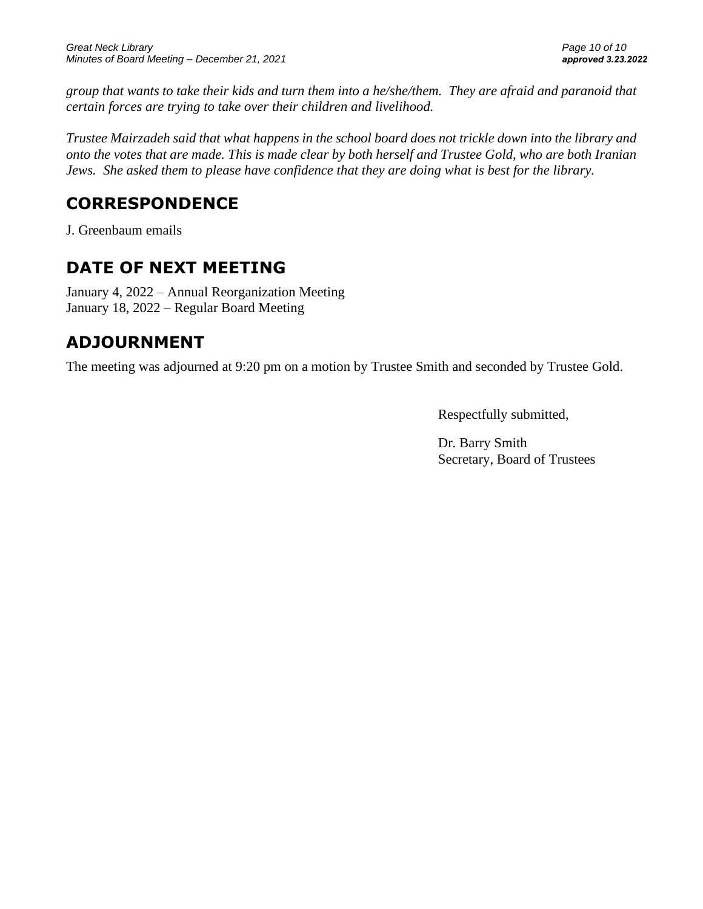*group that wants to take their kids and turn them into a he/she/them. They are afraid and paranoid that certain forces are trying to take over their children and livelihood.*

*Trustee Mairzadeh said that what happens in the school board does not trickle down into the library and onto the votes that are made. This is made clear by both herself and Trustee Gold, who are both Iranian Jews. She asked them to please have confidence that they are doing what is best for the library.*

## CORRESPONDENCE

J. Greenbaum emails

## DATE OF NEXT MEETING

January 4, 2022 – Annual Reorganization Meeting
January 18, 2022 – Regular Board Meeting

## ADJOURNMENT

The meeting was adjourned at 9:20 pm on a motion by Trustee Smith and seconded by Trustee Gold.

Respectfully submitted,

Dr. Barry Smith
Secretary, Board of Trustees